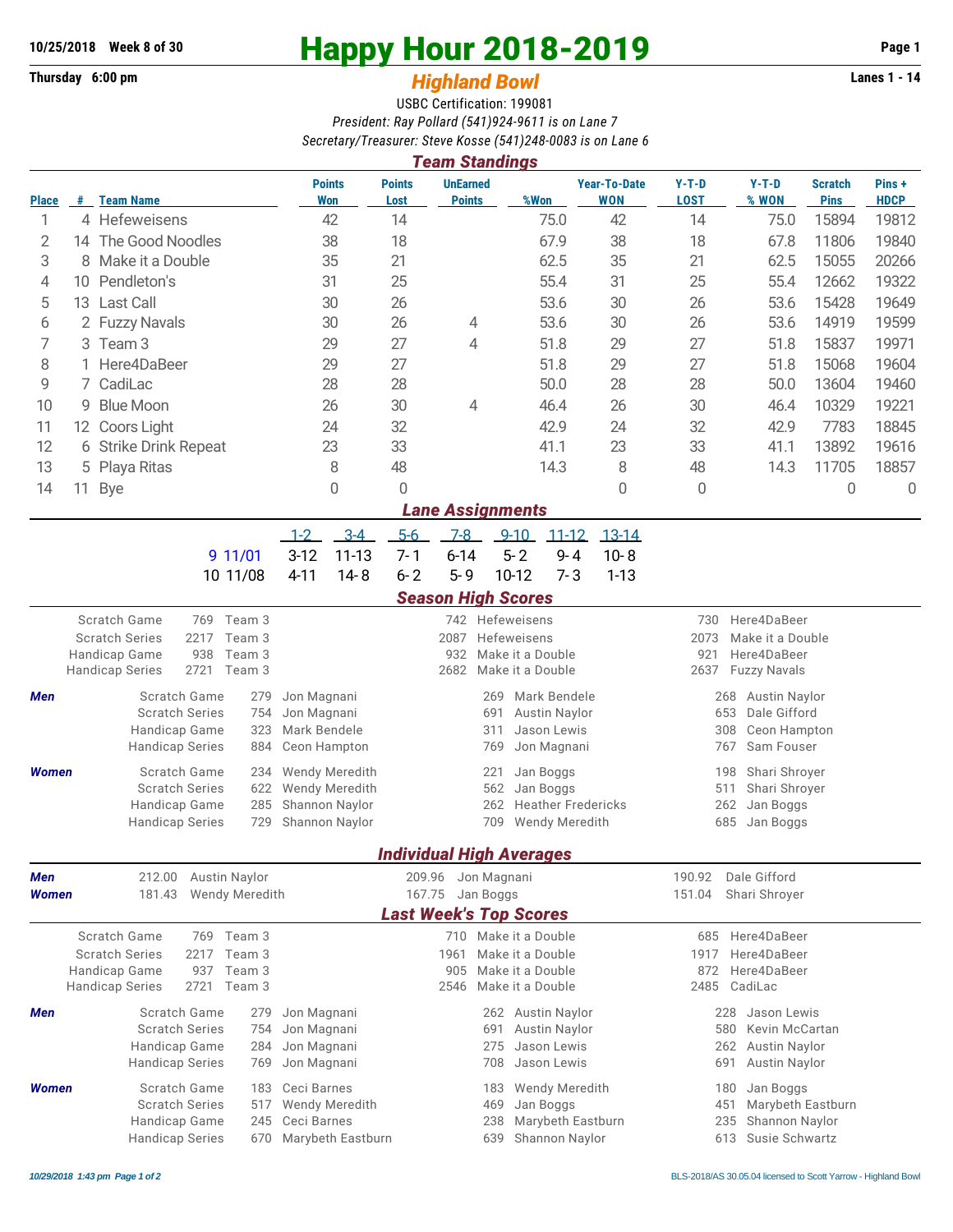10/25/2018 Week 8 of 30

Thursday 6:00 pm

# Happy Hour 2018-2019

## *Highland Bowl*

Lanes 1 - 14

USBC Certification: 199081

*President: Ray Pollard (541)924-9611 is on Lane 7*

*Secretary/Treasurer: Steve Kosse (541)248-0083 is on Lane 6*

## *Team Standings*

| Place | # | Team Name | Points Won | Points Lost | UnEarned Points | %Won | Year-To-Date WON | Y-T-D LOST | Y-T-D % WON | Scratch Pins | Pins + HDCP |
|---|---|---|---|---|---|---|---|---|---|---|---|
| 1 | 4 | Hefeweisens | 42 | 14 | | 75.0 | 42 | 14 | 75.0 | 15894 | 19812 |
| 2 | 14 | The Good Noodles | 38 | 18 | | 67.9 | 38 | 18 | 67.8 | 11806 | 19840 |
| 3 | 8 | Make it a Double | 35 | 21 | | 62.5 | 35 | 21 | 62.5 | 15055 | 20266 |
| 4 | 10 | Pendleton's | 31 | 25 | | 55.4 | 31 | 25 | 55.4 | 12662 | 19322 |
| 5 | 13 | Last Call | 30 | 26 | | 53.6 | 30 | 26 | 53.6 | 15428 | 19649 |
| 6 | 2 | Fuzzy Navals | 30 | 26 | 4 | 53.6 | 30 | 26 | 53.6 | 14919 | 19599 |
| 7 | 3 | Team 3 | 29 | 27 | 4 | 51.8 | 29 | 27 | 51.8 | 15837 | 19971 |
| 8 | 1 | Here4DaBeer | 29 | 27 | | 51.8 | 29 | 27 | 51.8 | 15068 | 19604 |
| 9 | 7 | CadiLac | 28 | 28 | | 50.0 | 28 | 28 | 50.0 | 13604 | 19460 |
| 10 | 9 | Blue Moon | 26 | 30 | 4 | 46.4 | 26 | 30 | 46.4 | 10329 | 19221 |
| 11 | 12 | Coors Light | 24 | 32 | | 42.9 | 24 | 32 | 42.9 | 7783 | 18845 |
| 12 | 6 | Strike Drink Repeat | 23 | 33 | | 41.1 | 23 | 33 | 41.1 | 13892 | 19616 |
| 13 | 5 | Playa Ritas | 8 | 48 | | 14.3 | 8 | 48 | 14.3 | 11705 | 18857 |
| 14 | 11 | Bye | 0 | 0 | | | 0 | 0 | | 0 | 0 |

## *Lane Assignments*

| | 1-2 | 3-4 | 5-6 | 7-8 | 9-10 | 11-12 | 13-14 |
|---|---|---|---|---|---|---|---|
| 9 11/01 | 3-12 | 11-13 | 7-1 | 6-14 | 5-2 | 9-4 | 10-8 |
| 10 11/08 | 4-11 | 14-8 | 6-2 | 5-9 | 10-12 | 7-3 | 1-13 |

## *Season High Scores*

| | | | | | | |
|---|---|---|---|---|---|---|
| Scratch Game | 769 | Team 3 | 742 | Hefeweisens | 730 | Here4DaBeer |
| Scratch Series | 2217 | Team 3 | 2087 | Hefeweisens | 2073 | Make it a Double |
| Handicap Game | 938 | Team 3 | 932 | Make it a Double | 921 | Here4DaBeer |
| Handicap Series | 2721 | Team 3 | 2682 | Make it a Double | 2637 | Fuzzy Navals |

| | | | | | | | |
|---|---|---|---|---|---|---|---|
| ***Men*** | Scratch Game | 279 | Jon Magnani | 269 | Mark Bendele | 268 | Austin Naylor |
| | Scratch Series | 754 | Jon Magnani | 691 | Austin Naylor | 653 | Dale Gifford |
| | Handicap Game | 323 | Mark Bendele | 311 | Jason Lewis | 308 | Ceon Hampton |
| | Handicap Series | 884 | Ceon Hampton | 769 | Jon Magnani | 767 | Sam Fouser |
| ***Women*** | Scratch Game | 234 | Wendy Meredith | 221 | Jan Boggs | 198 | Shari Shroyer |
| | Scratch Series | 622 | Wendy Meredith | 562 | Jan Boggs | 511 | Shari Shroyer |
| | Handicap Game | 285 | Shannon Naylor | 262 | Heather Fredericks | 262 | Jan Boggs |
| | Handicap Series | 729 | Shannon Naylor | 709 | Wendy Meredith | 685 | Jan Boggs |

## *Individual High Averages*

| | | | | | | |
|---|---|---|---|---|---|---|
| ***Men*** | 212.00 | Austin Naylor | 209.96 | Jon Magnani | 190.92 | Dale Gifford |
| ***Women*** | 181.43 | Wendy Meredith | 167.75 | Jan Boggs | 151.04 | Shari Shroyer |

## *Last Week's Top Scores*

| | | | | | | |
|---|---|---|---|---|---|---|
| Scratch Game | 769 | Team 3 | 710 | Make it a Double | 685 | Here4DaBeer |
| Scratch Series | 2217 | Team 3 | 1961 | Make it a Double | 1917 | Here4DaBeer |
| Handicap Game | 937 | Team 3 | 905 | Make it a Double | 872 | Here4DaBeer |
| Handicap Series | 2721 | Team 3 | 2546 | Make it a Double | 2485 | CadiLac |

| | | | | | | | |
|---|---|---|---|---|---|---|---|
| ***Men*** | Scratch Game | 279 | Jon Magnani | 262 | Austin Naylor | 228 | Jason Lewis |
| | Scratch Series | 754 | Jon Magnani | 691 | Austin Naylor | 580 | Kevin McCartan |
| | Handicap Game | 284 | Jon Magnani | 275 | Jason Lewis | 262 | Austin Naylor |
| | Handicap Series | 769 | Jon Magnani | 708 | Jason Lewis | 691 | Austin Naylor |
| ***Women*** | Scratch Game | 183 | Ceci Barnes | 183 | Wendy Meredith | 180 | Jan Boggs |
| | Scratch Series | 517 | Wendy Meredith | 469 | Jan Boggs | 451 | Marybeth Eastburn |
| | Handicap Game | 245 | Ceci Barnes | 238 | Marybeth Eastburn | 235 | Shannon Naylor |
| | Handicap Series | 670 | Marybeth Eastburn | 639 | Shannon Naylor | 613 | Susie Schwartz |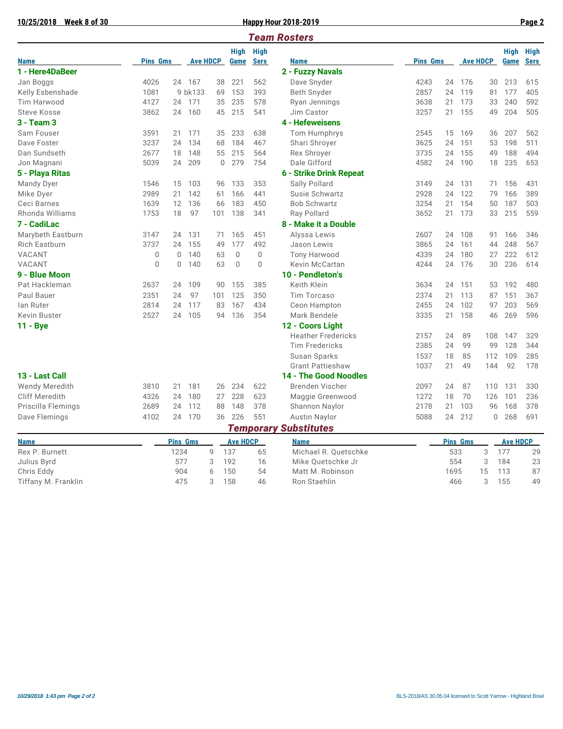## Team Rosters

| Name | Pins | Gms | Ave | HDCP | High Game | High Sers |
|---|---|---|---|---|---|---|
| **1 - Here4DaBeer** | | | | | | |
| Jan Boggs | 4026 | 24 | 167 | 38 | 221 | 562 |
| Kelly Esbenshade | 1081 | 9 | bk133 | 69 | 153 | 393 |
| Tim Harwood | 4127 | 24 | 171 | 35 | 235 | 578 |
| Steve Kosse | 3862 | 24 | 160 | 45 | 215 | 541 |
| **3 - Team 3** | | | | | | |
| Sam Fouser | 3591 | 21 | 171 | 35 | 233 | 638 |
| Dave Foster | 3237 | 24 | 134 | 68 | 184 | 467 |
| Dan Sundseth | 2677 | 18 | 148 | 55 | 215 | 564 |
| Jon Magnani | 5039 | 24 | 209 | 0 | 279 | 754 |
| **5 - Playa Ritas** | | | | | | |
| Mandy Dyer | 1546 | 15 | 103 | 96 | 133 | 353 |
| Mike Dyer | 2989 | 21 | 142 | 61 | 166 | 441 |
| Ceci Barnes | 1639 | 12 | 136 | 66 | 183 | 450 |
| Rhonda Williams | 1753 | 18 | 97 | 101 | 138 | 341 |
| **7 - CadiLac** | | | | | | |
| Marybeth Eastburn | 3147 | 24 | 131 | 71 | 165 | 451 |
| Rich Eastburn | 3737 | 24 | 155 | 49 | 177 | 492 |
| VACANT | 0 | 0 | 140 | 63 | 0 | 0 |
| VACANT | 0 | 0 | 140 | 63 | 0 | 0 |
| **9 - Blue Moon** | | | | | | |
| Pat Hackleman | 2637 | 24 | 109 | 90 | 155 | 385 |
| Paul Bauer | 2351 | 24 | 97 | 101 | 125 | 350 |
| Ian Ruter | 2814 | 24 | 117 | 83 | 167 | 434 |
| Kevin Buster | 2527 | 24 | 105 | 94 | 136 | 354 |
| **11 - Bye** | | | | | | |
| **13 - Last Call** | | | | | | |
| Wendy Meredith | 3810 | 21 | 181 | 26 | 234 | 622 |
| Cliff Meredith | 4326 | 24 | 180 | 27 | 228 | 623 |
| Priscilla Flemings | 2689 | 24 | 112 | 88 | 148 | 378 |
| Dave Flemings | 4102 | 24 | 170 | 36 | 226 | 551 |
| **2 - Fuzzy Navals** | | | | | | |
| Dave Snyder | 4243 | 24 | 176 | 30 | 213 | 615 |
| Beth Snyder | 2857 | 24 | 119 | 81 | 177 | 405 |
| Ryan Jennings | 3638 | 21 | 173 | 33 | 240 | 592 |
| Jim Castor | 3257 | 21 | 155 | 49 | 204 | 505 |
| **4 - Hefeweisens** | | | | | | |
| Tom Humphrys | 2545 | 15 | 169 | 36 | 207 | 562 |
| Shari Shroyer | 3625 | 24 | 151 | 53 | 198 | 511 |
| Rex Shroyer | 3735 | 24 | 155 | 49 | 188 | 494 |
| Dale Gifford | 4582 | 24 | 190 | 18 | 235 | 653 |
| **6 - Strike Drink Repeat** | | | | | | |
| Sally Pollard | 3149 | 24 | 131 | 71 | 156 | 431 |
| Susie Schwartz | 2928 | 24 | 122 | 79 | 166 | 389 |
| Bob Schwartz | 3254 | 21 | 154 | 50 | 187 | 503 |
| Ray Pollard | 3652 | 21 | 173 | 33 | 215 | 559 |
| **8 - Make it a Double** | | | | | | |
| Alyssa Lewis | 2607 | 24 | 108 | 91 | 166 | 346 |
| Jason Lewis | 3865 | 24 | 161 | 44 | 248 | 567 |
| Tony Harwood | 4339 | 24 | 180 | 27 | 222 | 612 |
| Kevin McCartan | 4244 | 24 | 176 | 30 | 236 | 614 |
| **10 - Pendleton's** | | | | | | |
| Keith Klein | 3634 | 24 | 151 | 53 | 192 | 480 |
| Tim Torcaso | 2374 | 21 | 113 | 87 | 151 | 367 |
| Ceon Hampton | 2455 | 24 | 102 | 97 | 203 | 569 |
| Mark Bendele | 3335 | 21 | 158 | 46 | 269 | 596 |
| **12 - Coors Light** | | | | | | |
| Heather Fredericks | 2157 | 24 | 89 | 108 | 147 | 329 |
| Tim Fredericks | 2385 | 24 | 99 | 99 | 128 | 344 |
| Susan Sparks | 1537 | 18 | 85 | 112 | 109 | 285 |
| Grant Pattieshaw | 1037 | 21 | 49 | 144 | 92 | 178 |
| **14 - The Good Noodles** | | | | | | |
| Brenden Vischer | 2097 | 24 | 87 | 110 | 131 | 330 |
| Maggie Greenwood | 1272 | 18 | 70 | 126 | 101 | 236 |
| Shannon Naylor | 2178 | 21 | 103 | 96 | 168 | 378 |
| Austin Naylor | 5088 | 24 | 212 | 0 | 268 | 691 |

## Temporary Substitutes

| Name | Pins | Gms | Ave | HDCP |
|---|---|---|---|---|
| Rex P. Burnett | 1234 | 9 | 137 | 65 |
| Julius Byrd | 577 | 3 | 192 | 16 |
| Chris Eddy | 904 | 6 | 150 | 54 |
| Tiffany M. Franklin | 475 | 3 | 158 | 46 |
| Michael R. Quetschke | 533 | 3 | 177 | 29 |
| Mike Quetschke Jr | 554 | 3 | 184 | 23 |
| Matt M. Robinson | 1695 | 15 | 113 | 87 |
| Ron Staehlin | 466 | 3 | 155 | 49 |